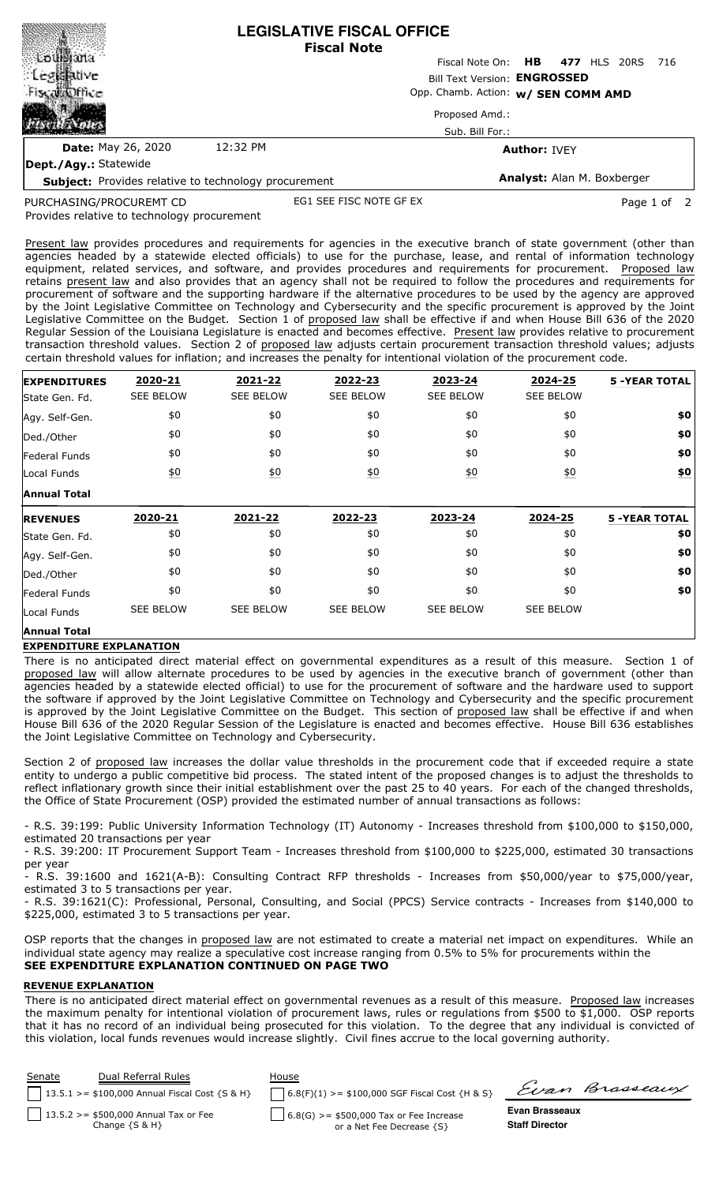# LEGISLATIVE FISCAL OFFICE
**Fiscal Note**

Fiscal Note On: **HB 477** HLS 20RS 716

Bill Text Version: **ENGROSSED**

Opp. Chamb. Action: **w/ SEN COMM AMD**

Proposed Amd.:

Sub. Bill For.:

**Date:** May 26, 2020 12:32 PM

**Author:** IVEY

**Dept./Agy.:** Statewide

**Subject:** Provides relative to technology procurement

**Analyst:** Alan M. Boxberger

PURCHASING/PROCUREMT CD EG1 SEE FISC NOTE GF EX

Provides relative to technology procurement

Present law provides procedures and requirements for agencies in the executive branch of state government (other than agencies headed by a statewide elected officials) to use for the purchase, lease, and rental of information technology equipment, related services, and software, and provides procedures and requirements for procurement. Proposed law retains present law and also provides that an agency shall not be required to follow the procedures and requirements for procurement of software and the supporting hardware if the alternative procedures to be used by the agency are approved by the Joint Legislative Committee on Technology and Cybersecurity and the specific procurement is approved by the Joint Legislative Committee on the Budget. Section 1 of proposed law shall be effective if and when House Bill 636 of the 2020 Regular Session of the Louisiana Legislature is enacted and becomes effective. Present law provides relative to procurement transaction threshold values. Section 2 of proposed law adjusts certain procurement transaction threshold values; adjusts certain threshold values for inflation; and increases the penalty for intentional violation of the procurement code.

| EXPENDITURES | 2020-21 | 2021-22 | 2022-23 | 2023-24 | 2024-25 | 5 -YEAR TOTAL |
|---|---|---|---|---|---|---|
| State Gen. Fd. | SEE BELOW | SEE BELOW | SEE BELOW | SEE BELOW | SEE BELOW | |
| Agy. Self-Gen. | $0 | $0 | $0 | $0 | $0 | **$0** |
| Ded./Other | $0 | $0 | $0 | $0 | $0 | **$0** |
| Federal Funds | $0 | $0 | $0 | $0 | $0 | **$0** |
| Local Funds | $0 | $0 | $0 | $0 | $0 | **$0** |
| **Annual Total** | | | | | | |

| REVENUES | 2020-21 | 2021-22 | 2022-23 | 2023-24 | 2024-25 | 5 -YEAR TOTAL |
|---|---|---|---|---|---|---|
| State Gen. Fd. | $0 | $0 | $0 | $0 | $0 | **$0** |
| Agy. Self-Gen. | $0 | $0 | $0 | $0 | $0 | **$0** |
| Ded./Other | $0 | $0 | $0 | $0 | $0 | **$0** |
| Federal Funds | $0 | $0 | $0 | $0 | $0 | **$0** |
| Local Funds | SEE BELOW | SEE BELOW | SEE BELOW | SEE BELOW | SEE BELOW | |
| **Annual Total** | | | | | | |

**EXPENDITURE EXPLANATION**

There is no anticipated direct material effect on governmental expenditures as a result of this measure. Section 1 of proposed law will allow alternate procedures to be used by agencies in the executive branch of government (other than agencies headed by a statewide elected official) to use for the procurement of software and the hardware used to support the software if approved by the Joint Legislative Committee on Technology and Cybersecurity and the specific procurement is approved by the Joint Legislative Committee on the Budget. This section of proposed law shall be effective if and when House Bill 636 of the 2020 Regular Session of the Legislature is enacted and becomes effective. House Bill 636 establishes the Joint Legislative Committee on Technology and Cybersecurity.

Section 2 of proposed law increases the dollar value thresholds in the procurement code that if exceeded require a state entity to undergo a public competitive bid process. The stated intent of the proposed changes is to adjust the thresholds to reflect inflationary growth since their initial establishment over the past 25 to 40 years. For each of the changed thresholds, the Office of State Procurement (OSP) provided the estimated number of annual transactions as follows:

- R.S. 39:199: Public University Information Technology (IT) Autonomy - Increases threshold from $100,000 to $150,000, estimated 20 transactions per year
- R.S. 39:200: IT Procurement Support Team - Increases threshold from $100,000 to $225,000, estimated 30 transactions per year
- R.S. 39:1600 and 1621(A-B): Consulting Contract RFP thresholds - Increases from $50,000/year to $75,000/year, estimated 3 to 5 transactions per year.
- R.S. 39:1621(C): Professional, Personal, Consulting, and Social (PPCS) Service contracts - Increases from $140,000 to $225,000, estimated 3 to 5 transactions per year.

OSP reports that the changes in proposed law are not estimated to create a material net impact on expenditures. While an individual state agency may realize a speculative cost increase ranging from 0.5% to 5% for procurements within the

**SEE EXPENDITURE EXPLANATION CONTINUED ON PAGE TWO**

**REVENUE EXPLANATION**

There is no anticipated direct material effect on governmental revenues as a result of this measure. Proposed law increases the maximum penalty for intentional violation of procurement laws, rules or regulations from $500 to $1,000. OSP reports that it has no record of an individual being prosecuted for this violation. To the degree that any individual is convicted of this violation, local funds revenues would increase slightly. Civil fines accrue to the local governing authority.

| Senate | Dual Referral Rules | House | |
|---|---|---|---|
| ☐ | 13.5.1 >= $100,000 Annual Fiscal Cost {S & H} | ☐ | 6.8(F)(1) >= $100,000 SGF Fiscal Cost {H & S} |
| ☐ | 13.5.2 >= $500,000 Annual Tax or Fee Change {S & H} | ☐ | 6.8(G) >= $500,000 Tax or Fee Increase or a Net Fee Decrease {S} |

Evan Brasseaux

**Evan Brasseaux**
**Staff Director**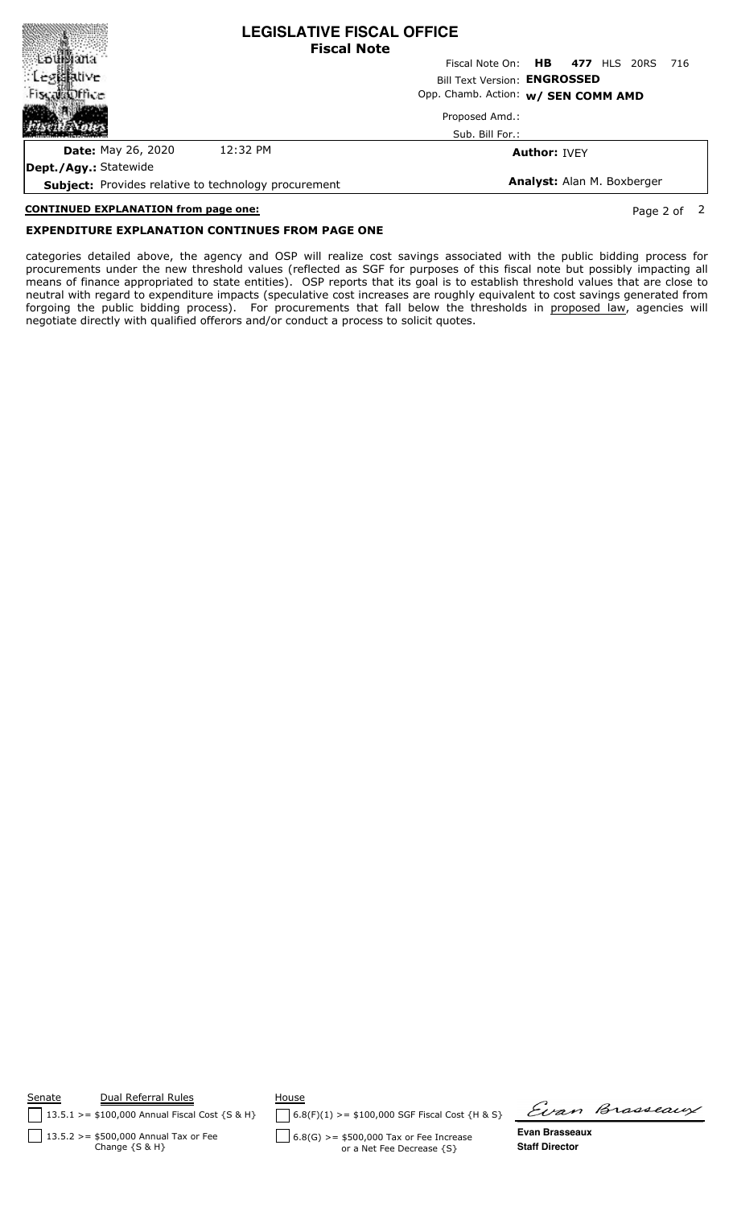# LEGISLATIVE FISCAL OFFICE
## Fiscal Note

Fiscal Note On: **HB 477** HLS 20RS 716

Bill Text Version: **ENGROSSED**

Opp. Chamb. Action: **w/ SEN COMM AMD**

Proposed Amd.:

Sub. Bill For.:

**Date:** May 26, 2020 12:32 PM

**Author:** IVEY

**Dept./Agy.:** Statewide

**Subject:** Provides relative to technology procurement

**Analyst:** Alan M. Boxberger

**CONTINUED EXPLANATION from page one:**

**EXPENDITURE EXPLANATION CONTINUES FROM PAGE ONE**

categories detailed above, the agency and OSP will realize cost savings associated with the public bidding process for procurements under the new threshold values (reflected as SGF for purposes of this fiscal note but possibly impacting all means of finance appropriated to state entities). OSP reports that its goal is to establish threshold values that are close to neutral with regard to expenditure impacts (speculative cost increases are roughly equivalent to cost savings generated from forgoing the public bidding process). For procurements that fall below the thresholds in proposed law, agencies will negotiate directly with qualified offerors and/or conduct a process to solicit quotes.

Senate Dual Referral Rules

13.5.1 >= $100,000 Annual Fiscal Cost {S & H}

13.5.2 >= $500,000 Annual Tax or Fee Change {S & H}

House

6.8(F)(1) >= $100,000 SGF Fiscal Cost {H & S}

6.8(G) >= $500,000 Tax or Fee Increase or a Net Fee Decrease {S}

Evan Brasseaux

**Evan Brasseaux**
**Staff Director**